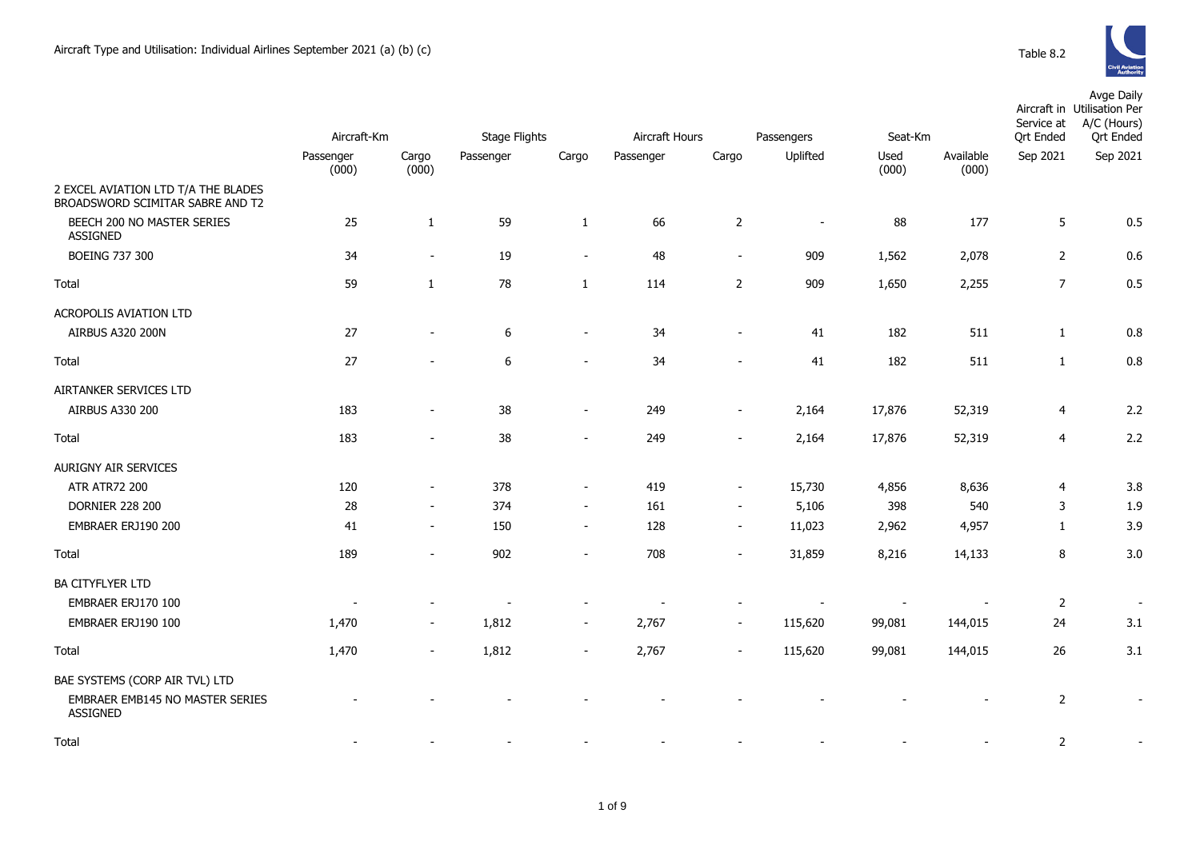Aircraft Type and Utilisation: Individual Airlines September 2021 (a) (b) (c)

Table 8.2

| | Aircraft-Km | | Stage Flights | | Aircraft Hours | | Passengers | Seat-Km | | Aircraft in Service at Qrt Ended | Avge Daily Utilisation Per A/C (Hours) Qrt Ended |
|---|---|---|---|---|---|---|---|---|---|---|---|
| | Passenger (000) | Cargo (000) | Passenger | Cargo | Passenger | Cargo | Uplifted | Used (000) | Available (000) | Sep 2021 | Sep 2021 |
| 2 EXCEL AVIATION LTD T/A THE BLADES BROADSWORD SCIMITAR SABRE AND T2 | | | | | | | | | | | |
| BEECH 200 NO MASTER SERIES ASSIGNED | 25 | 1 | 59 | 1 | 66 | 2 | - | 88 | 177 | 5 | 0.5 |
| BOEING 737 300 | 34 | - | 19 | - | 48 | - | 909 | 1,562 | 2,078 | 2 | 0.6 |
| Total | 59 | 1 | 78 | 1 | 114 | 2 | 909 | 1,650 | 2,255 | 7 | 0.5 |
| ACROPOLIS AVIATION LTD | | | | | | | | | | | |
| AIRBUS A320 200N | 27 | - | 6 | - | 34 | - | 41 | 182 | 511 | 1 | 0.8 |
| Total | 27 | - | 6 | - | 34 | - | 41 | 182 | 511 | 1 | 0.8 |
| AIRTANKER SERVICES LTD | | | | | | | | | | | |
| AIRBUS A330 200 | 183 | - | 38 | - | 249 | - | 2,164 | 17,876 | 52,319 | 4 | 2.2 |
| Total | 183 | - | 38 | - | 249 | - | 2,164 | 17,876 | 52,319 | 4 | 2.2 |
| AURIGNY AIR SERVICES | | | | | | | | | | | |
| ATR ATR72 200 | 120 | - | 378 | - | 419 | - | 15,730 | 4,856 | 8,636 | 4 | 3.8 |
| DORNIER 228 200 | 28 | - | 374 | - | 161 | - | 5,106 | 398 | 540 | 3 | 1.9 |
| EMBRAER ERJ190 200 | 41 | - | 150 | - | 128 | - | 11,023 | 2,962 | 4,957 | 1 | 3.9 |
| Total | 189 | - | 902 | - | 708 | - | 31,859 | 8,216 | 14,133 | 8 | 3.0 |
| BA CITYFLYER LTD | | | | | | | | | | | |
| EMBRAER ERJ170 100 | - | - | - | - | - | - | - | - | - | 2 | - |
| EMBRAER ERJ190 100 | 1,470 | - | 1,812 | - | 2,767 | - | 115,620 | 99,081 | 144,015 | 24 | 3.1 |
| Total | 1,470 | - | 1,812 | - | 2,767 | - | 115,620 | 99,081 | 144,015 | 26 | 3.1 |
| BAE SYSTEMS (CORP AIR TVL) LTD | | | | | | | | | | | |
| EMBRAER EMB145 NO MASTER SERIES ASSIGNED | - | - | - | - | - | - | - | - | - | 2 | - |
| Total | - | - | - | - | - | - | - | - | - | 2 | - |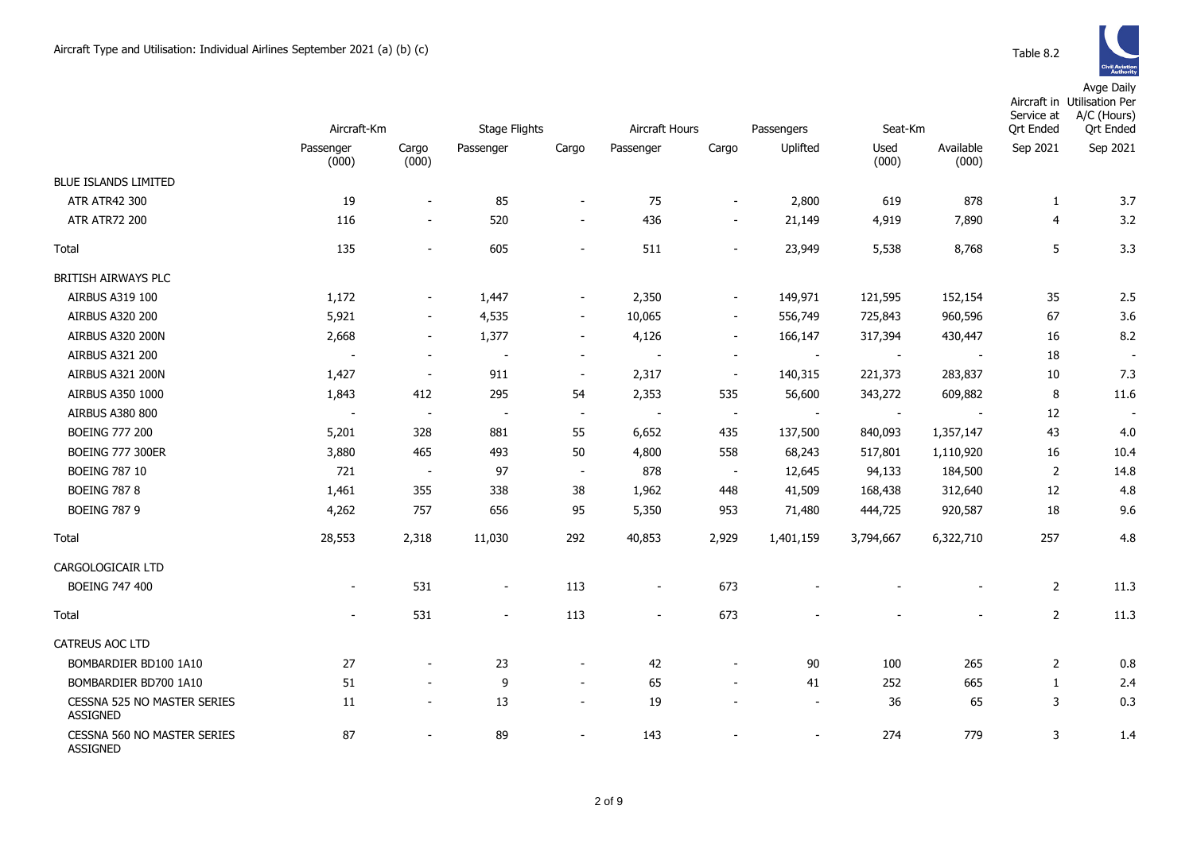Aircraft Type and Utilisation: Individual Airlines September 2021 (a) (b) (c)

Table 8.2

| | Aircraft-Km | | Stage Flights | | Aircraft Hours | | Passengers | Seat-Km | | Aircraft in Service at Qrt Ended | Avge Daily Utilisation Per A/C (Hours) Qrt Ended |
|---|---|---|---|---|---|---|---|---|---|---|---|
| | Passenger (000) | Cargo (000) | Passenger | Cargo | Passenger | Cargo | Uplifted | Used (000) | Available (000) | Sep 2021 | Sep 2021 |
| BLUE ISLANDS LIMITED | | | | | | | | | | | |
| ATR ATR42 300 | 19 | - | 85 | - | 75 | - | 2,800 | 619 | 878 | 1 | 3.7 |
| ATR ATR72 200 | 116 | - | 520 | - | 436 | - | 21,149 | 4,919 | 7,890 | 4 | 3.2 |
| Total | 135 | - | 605 | - | 511 | - | 23,949 | 5,538 | 8,768 | 5 | 3.3 |
| BRITISH AIRWAYS PLC | | | | | | | | | | | |
| AIRBUS A319 100 | 1,172 | - | 1,447 | - | 2,350 | - | 149,971 | 121,595 | 152,154 | 35 | 2.5 |
| AIRBUS A320 200 | 5,921 | - | 4,535 | - | 10,065 | - | 556,749 | 725,843 | 960,596 | 67 | 3.6 |
| AIRBUS A320 200N | 2,668 | - | 1,377 | - | 4,126 | - | 166,147 | 317,394 | 430,447 | 16 | 8.2 |
| AIRBUS A321 200 | - | - | - | - | - | - | - | - | - | 18 | - |
| AIRBUS A321 200N | 1,427 | - | 911 | - | 2,317 | - | 140,315 | 221,373 | 283,837 | 10 | 7.3 |
| AIRBUS A350 1000 | 1,843 | 412 | 295 | 54 | 2,353 | 535 | 56,600 | 343,272 | 609,882 | 8 | 11.6 |
| AIRBUS A380 800 | - | - | - | - | - | - | - | - | - | 12 | - |
| BOEING 777 200 | 5,201 | 328 | 881 | 55 | 6,652 | 435 | 137,500 | 840,093 | 1,357,147 | 43 | 4.0 |
| BOEING 777 300ER | 3,880 | 465 | 493 | 50 | 4,800 | 558 | 68,243 | 517,801 | 1,110,920 | 16 | 10.4 |
| BOEING 787 10 | 721 | - | 97 | - | 878 | - | 12,645 | 94,133 | 184,500 | 2 | 14.8 |
| BOEING 787 8 | 1,461 | 355 | 338 | 38 | 1,962 | 448 | 41,509 | 168,438 | 312,640 | 12 | 4.8 |
| BOEING 787 9 | 4,262 | 757 | 656 | 95 | 5,350 | 953 | 71,480 | 444,725 | 920,587 | 18 | 9.6 |
| Total | 28,553 | 2,318 | 11,030 | 292 | 40,853 | 2,929 | 1,401,159 | 3,794,667 | 6,322,710 | 257 | 4.8 |
| CARGOLOGICAIR LTD | | | | | | | | | | | |
| BOEING 747 400 | - | 531 | - | 113 | - | 673 | - | - | - | 2 | 11.3 |
| Total | - | 531 | - | 113 | - | 673 | - | - | - | 2 | 11.3 |
| CATREUS AOC LTD | | | | | | | | | | | |
| BOMBARDIER BD100 1A10 | 27 | - | 23 | - | 42 | - | 90 | 100 | 265 | 2 | 0.8 |
| BOMBARDIER BD700 1A10 | 51 | - | 9 | - | 65 | - | 41 | 252 | 665 | 1 | 2.4 |
| CESSNA 525 NO MASTER SERIES ASSIGNED | 11 | - | 13 | - | 19 | - | - | 36 | 65 | 3 | 0.3 |
| CESSNA 560 NO MASTER SERIES ASSIGNED | 87 | - | 89 | - | 143 | - | - | 274 | 779 | 3 | 1.4 |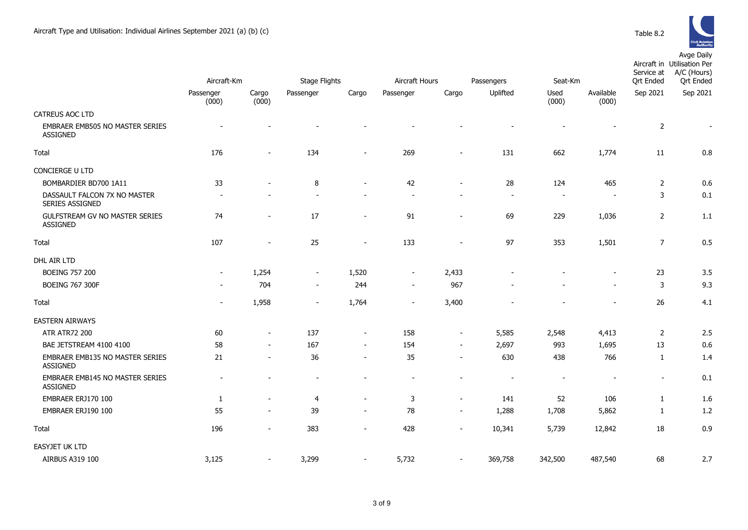# Aircraft Type and Utilisation: Individual Airlines September 2021 (a) (b) (c)

Table 8.2

| | Aircraft-Km | | Stage Flights | | Aircraft Hours | | Passengers | Seat-Km | | Aircraft in Service at Qrt Ended | Avge Daily Utilisation Per A/C (Hours) Qrt Ended |
|---|---|---|---|---|---|---|---|---|---|---|---|
| | Passenger (000) | Cargo (000) | Passenger | Cargo | Passenger | Cargo | Uplifted | Used (000) | Available (000) | Sep 2021 | Sep 2021 |
| CATREUS AOC LTD | | | | | | | | | | | |
| EMBRAER EMB505 NO MASTER SERIES ASSIGNED | - | - | - | - | - | - | - | - | - | 2 | - |
| Total | 176 | - | 134 | - | 269 | - | 131 | 662 | 1,774 | 11 | 0.8 |
| CONCIERGE U LTD | | | | | | | | | | | |
| BOMBARDIER BD700 1A11 | 33 | - | 8 | - | 42 | - | 28 | 124 | 465 | 2 | 0.6 |
| DASSAULT FALCON 7X NO MASTER SERIES ASSIGNED | - | - | - | - | - | - | - | - | - | 3 | 0.1 |
| GULFSTREAM GV NO MASTER SERIES ASSIGNED | 74 | - | 17 | - | 91 | - | 69 | 229 | 1,036 | 2 | 1.1 |
| Total | 107 | - | 25 | - | 133 | - | 97 | 353 | 1,501 | 7 | 0.5 |
| DHL AIR LTD | | | | | | | | | | | |
| BOEING 757 200 | - | 1,254 | - | 1,520 | - | 2,433 | - | - | - | 23 | 3.5 |
| BOEING 767 300F | - | 704 | - | 244 | - | 967 | - | - | - | 3 | 9.3 |
| Total | - | 1,958 | - | 1,764 | - | 3,400 | - | - | - | 26 | 4.1 |
| EASTERN AIRWAYS | | | | | | | | | | | |
| ATR ATR72 200 | 60 | - | 137 | - | 158 | - | 5,585 | 2,548 | 4,413 | 2 | 2.5 |
| BAE JETSTREAM 4100 4100 | 58 | - | 167 | - | 154 | - | 2,697 | 993 | 1,695 | 13 | 0.6 |
| EMBRAER EMB135 NO MASTER SERIES ASSIGNED | 21 | - | 36 | - | 35 | - | 630 | 438 | 766 | 1 | 1.4 |
| EMBRAER EMB145 NO MASTER SERIES ASSIGNED | - | - | - | - | - | - | - | - | - | - | 0.1 |
| EMBRAER ERJ170 100 | 1 | - | 4 | - | 3 | - | 141 | 52 | 106 | 1 | 1.6 |
| EMBRAER ERJ190 100 | 55 | - | 39 | - | 78 | - | 1,288 | 1,708 | 5,862 | 1 | 1.2 |
| Total | 196 | - | 383 | - | 428 | - | 10,341 | 5,739 | 12,842 | 18 | 0.9 |
| EASYJET UK LTD | | | | | | | | | | | |
| AIRBUS A319 100 | 3,125 | - | 3,299 | - | 5,732 | - | 369,758 | 342,500 | 487,540 | 68 | 2.7 |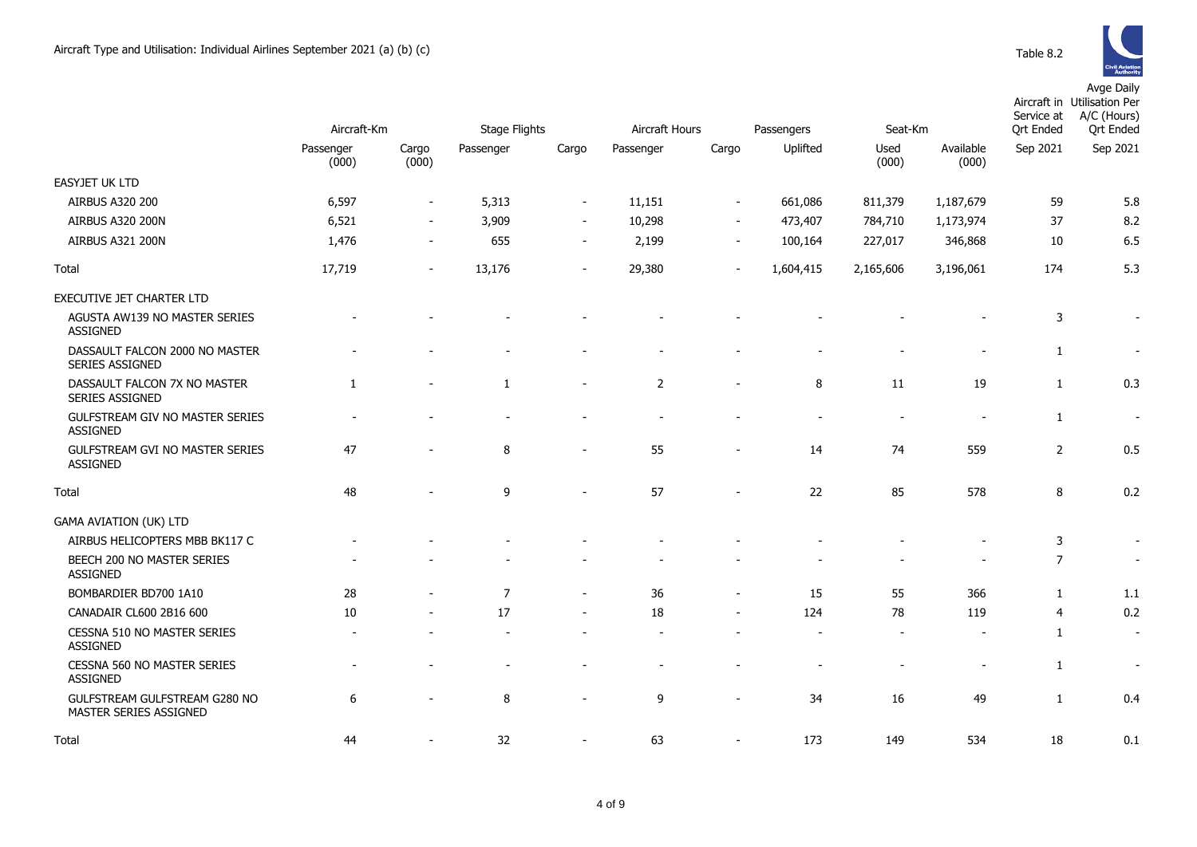Aircraft Type and Utilisation: Individual Airlines September 2021 (a) (b) (c)

Table 8.2

| | Aircraft-Km | | Stage Flights | | Aircraft Hours | | Passengers | Seat-Km | | Aircraft in Service at Qrt Ended | Avge Daily Utilisation Per A/C (Hours) Qrt Ended |
|---|---|---|---|---|---|---|---|---|---|---|---|
| | Passenger (000) | Cargo (000) | Passenger | Cargo | Passenger | Cargo | Uplifted | Used (000) | Available (000) | Sep 2021 | Sep 2021 |
| EASYJET UK LTD | | | | | | | | | | | |
| AIRBUS A320 200 | 6,597 | - | 5,313 | - | 11,151 | - | 661,086 | 811,379 | 1,187,679 | 59 | 5.8 |
| AIRBUS A320 200N | 6,521 | - | 3,909 | - | 10,298 | - | 473,407 | 784,710 | 1,173,974 | 37 | 8.2 |
| AIRBUS A321 200N | 1,476 | - | 655 | - | 2,199 | - | 100,164 | 227,017 | 346,868 | 10 | 6.5 |
| Total | 17,719 | - | 13,176 | - | 29,380 | - | 1,604,415 | 2,165,606 | 3,196,061 | 174 | 5.3 |
| EXECUTIVE JET CHARTER LTD | | | | | | | | | | | |
| AGUSTA AW139 NO MASTER SERIES ASSIGNED | - | - | - | - | - | - | - | - | - | 3 | - |
| DASSAULT FALCON 2000 NO MASTER SERIES ASSIGNED | - | - | - | - | - | - | - | - | - | 1 | - |
| DASSAULT FALCON 7X NO MASTER SERIES ASSIGNED | 1 | - | 1 | - | 2 | - | 8 | 11 | 19 | 1 | 0.3 |
| GULFSTREAM GIV NO MASTER SERIES ASSIGNED | - | - | - | - | - | - | - | - | - | 1 | - |
| GULFSTREAM GVI NO MASTER SERIES ASSIGNED | 47 | - | 8 | - | 55 | - | 14 | 74 | 559 | 2 | 0.5 |
| Total | 48 | - | 9 | - | 57 | - | 22 | 85 | 578 | 8 | 0.2 |
| GAMA AVIATION (UK) LTD | | | | | | | | | | | |
| AIRBUS HELICOPTERS MBB BK117 C | - | - | - | - | - | - | - | - | - | 3 | - |
| BEECH 200 NO MASTER SERIES ASSIGNED | - | - | - | - | - | - | - | - | - | 7 | - |
| BOMBARDIER BD700 1A10 | 28 | - | 7 | - | 36 | - | 15 | 55 | 366 | 1 | 1.1 |
| CANADAIR CL600 2B16 600 | 10 | - | 17 | - | 18 | - | 124 | 78 | 119 | 4 | 0.2 |
| CESSNA 510 NO MASTER SERIES ASSIGNED | - | - | - | - | - | - | - | - | - | 1 | - |
| CESSNA 560 NO MASTER SERIES ASSIGNED | - | - | - | - | - | - | - | - | - | 1 | - |
| GULFSTREAM GULFSTREAM G280 NO MASTER SERIES ASSIGNED | 6 | - | 8 | - | 9 | - | 34 | 16 | 49 | 1 | 0.4 |
| Total | 44 | - | 32 | - | 63 | - | 173 | 149 | 534 | 18 | 0.1 |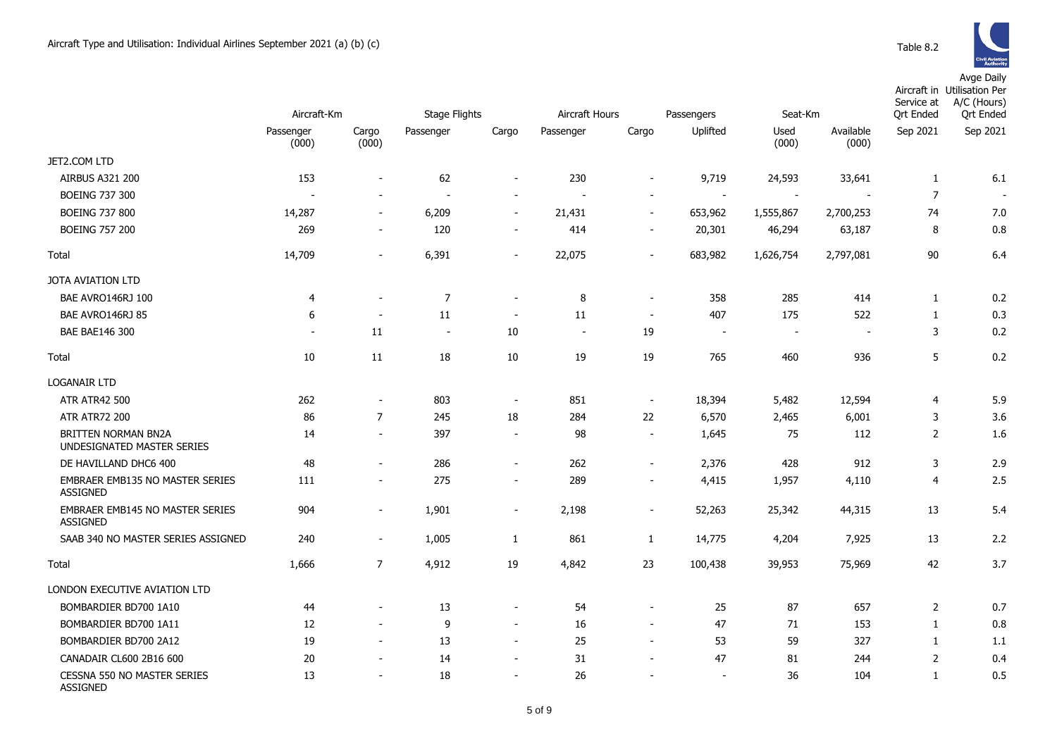Aircraft Type and Utilisation: Individual Airlines September 2021 (a) (b) (c)

Table 8.2

| | Aircraft-Km | | Stage Flights | | Aircraft Hours | | Passengers | Seat-Km | | Aircraft in Service at Qrt Ended | Avge Daily Utilisation Per A/C (Hours) Qrt Ended |
|---|---|---|---|---|---|---|---|---|---|---|---|
| | Passenger (000) | Cargo (000) | Passenger | Cargo | Passenger | Cargo | Uplifted | Used (000) | Available (000) | Sep 2021 | Sep 2021 |
| JET2.COM LTD | | | | | | | | | | | |
| AIRBUS A321 200 | 153 | - | 62 | - | 230 | - | 9,719 | 24,593 | 33,641 | 1 | 6.1 |
| BOEING 737 300 | - | - | - | - | - | - | - | - | - | 7 | - |
| BOEING 737 800 | 14,287 | - | 6,209 | - | 21,431 | - | 653,962 | 1,555,867 | 2,700,253 | 74 | 7.0 |
| BOEING 757 200 | 269 | - | 120 | - | 414 | - | 20,301 | 46,294 | 63,187 | 8 | 0.8 |
| Total | 14,709 | - | 6,391 | - | 22,075 | - | 683,982 | 1,626,754 | 2,797,081 | 90 | 6.4 |
| JOTA AVIATION LTD | | | | | | | | | | | |
| BAE AVRO146RJ 100 | 4 | - | 7 | - | 8 | - | 358 | 285 | 414 | 1 | 0.2 |
| BAE AVRO146RJ 85 | 6 | - | 11 | - | 11 | - | 407 | 175 | 522 | 1 | 0.3 |
| BAE BAE146 300 | - | 11 | - | 10 | - | 19 | - | - | - | 3 | 0.2 |
| Total | 10 | 11 | 18 | 10 | 19 | 19 | 765 | 460 | 936 | 5 | 0.2 |
| LOGANAIR LTD | | | | | | | | | | | |
| ATR ATR42 500 | 262 | - | 803 | - | 851 | - | 18,394 | 5,482 | 12,594 | 4 | 5.9 |
| ATR ATR72 200 | 86 | 7 | 245 | 18 | 284 | 22 | 6,570 | 2,465 | 6,001 | 3 | 3.6 |
| BRITTEN NORMAN BN2A UNDESIGNATED MASTER SERIES | 14 | - | 397 | - | 98 | - | 1,645 | 75 | 112 | 2 | 1.6 |
| DE HAVILLAND DHC6 400 | 48 | - | 286 | - | 262 | - | 2,376 | 428 | 912 | 3 | 2.9 |
| EMBRAER EMB135 NO MASTER SERIES ASSIGNED | 111 | - | 275 | - | 289 | - | 4,415 | 1,957 | 4,110 | 4 | 2.5 |
| EMBRAER EMB145 NO MASTER SERIES ASSIGNED | 904 | - | 1,901 | - | 2,198 | - | 52,263 | 25,342 | 44,315 | 13 | 5.4 |
| SAAB 340 NO MASTER SERIES ASSIGNED | 240 | - | 1,005 | 1 | 861 | 1 | 14,775 | 4,204 | 7,925 | 13 | 2.2 |
| Total | 1,666 | 7 | 4,912 | 19 | 4,842 | 23 | 100,438 | 39,953 | 75,969 | 42 | 3.7 |
| LONDON EXECUTIVE AVIATION LTD | | | | | | | | | | | |
| BOMBARDIER BD700 1A10 | 44 | - | 13 | - | 54 | - | 25 | 87 | 657 | 2 | 0.7 |
| BOMBARDIER BD700 1A11 | 12 | - | 9 | - | 16 | - | 47 | 71 | 153 | 1 | 0.8 |
| BOMBARDIER BD700 2A12 | 19 | - | 13 | - | 25 | - | 53 | 59 | 327 | 1 | 1.1 |
| CANADAIR CL600 2B16 600 | 20 | - | 14 | - | 31 | - | 47 | 81 | 244 | 2 | 0.4 |
| CESSNA 550 NO MASTER SERIES ASSIGNED | 13 | - | 18 | - | 26 | - | - | 36 | 104 | 1 | 0.5 |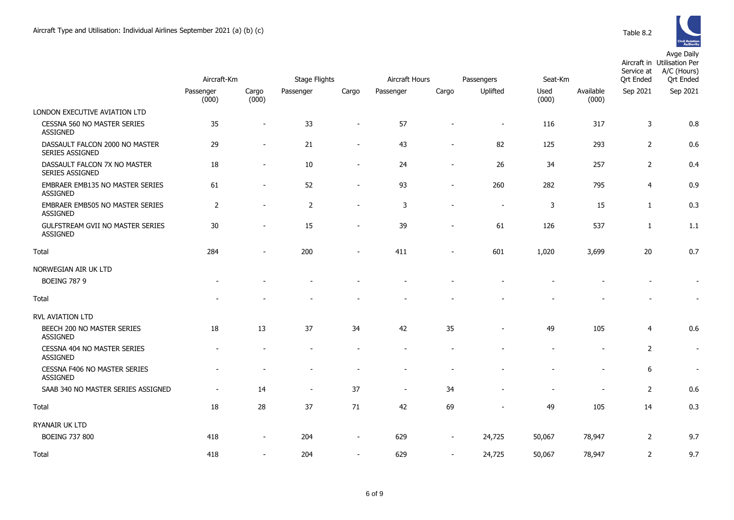Aircraft Type and Utilisation: Individual Airlines September 2021 (a) (b) (c)

Table 8.2

| | Aircraft-Km | | Stage Flights | | Aircraft Hours | | Passengers | Seat-Km | | Aircraft in Service at Qrt Ended | Avge Daily Utilisation Per A/C (Hours) Qrt Ended |
|---|---|---|---|---|---|---|---|---|---|---|---|
| | Passenger (000) | Cargo (000) | Passenger | Cargo | Passenger | Cargo | Uplifted | Used (000) | Available (000) | Sep 2021 | Sep 2021 |
| LONDON EXECUTIVE AVIATION LTD | | | | | | | | | | | |
| CESSNA 560 NO MASTER SERIES ASSIGNED | 35 | - | 33 | - | 57 | - | - | 116 | 317 | 3 | 0.8 |
| DASSAULT FALCON 2000 NO MASTER SERIES ASSIGNED | 29 | - | 21 | - | 43 | - | 82 | 125 | 293 | 2 | 0.6 |
| DASSAULT FALCON 7X NO MASTER SERIES ASSIGNED | 18 | - | 10 | - | 24 | - | 26 | 34 | 257 | 2 | 0.4 |
| EMBRAER EMB135 NO MASTER SERIES ASSIGNED | 61 | - | 52 | - | 93 | - | 260 | 282 | 795 | 4 | 0.9 |
| EMBRAER EMB505 NO MASTER SERIES ASSIGNED | 2 | - | 2 | - | 3 | - | - | 3 | 15 | 1 | 0.3 |
| GULFSTREAM GVII NO MASTER SERIES ASSIGNED | 30 | - | 15 | - | 39 | - | 61 | 126 | 537 | 1 | 1.1 |
| Total | 284 | - | 200 | - | 411 | - | 601 | 1,020 | 3,699 | 20 | 0.7 |
| NORWEGIAN AIR UK LTD | | | | | | | | | | | |
| BOEING 787 9 | - | - | - | - | - | - | - | - | - | - | - |
| Total | - | - | - | - | - | - | - | - | - | - | - |
| RVL AVIATION LTD | | | | | | | | | | | |
| BEECH 200 NO MASTER SERIES ASSIGNED | 18 | 13 | 37 | 34 | 42 | 35 | - | 49 | 105 | 4 | 0.6 |
| CESSNA 404 NO MASTER SERIES ASSIGNED | - | - | - | - | - | - | - | - | - | 2 | - |
| CESSNA F406 NO MASTER SERIES ASSIGNED | - | - | - | - | - | - | - | - | - | 6 | - |
| SAAB 340 NO MASTER SERIES ASSIGNED | - | 14 | - | 37 | - | 34 | - | - | - | 2 | 0.6 |
| Total | 18 | 28 | 37 | 71 | 42 | 69 | - | 49 | 105 | 14 | 0.3 |
| RYANAIR UK LTD | | | | | | | | | | | |
| BOEING 737 800 | 418 | - | 204 | - | 629 | - | 24,725 | 50,067 | 78,947 | 2 | 9.7 |
| Total | 418 | - | 204 | - | 629 | - | 24,725 | 50,067 | 78,947 | 2 | 9.7 |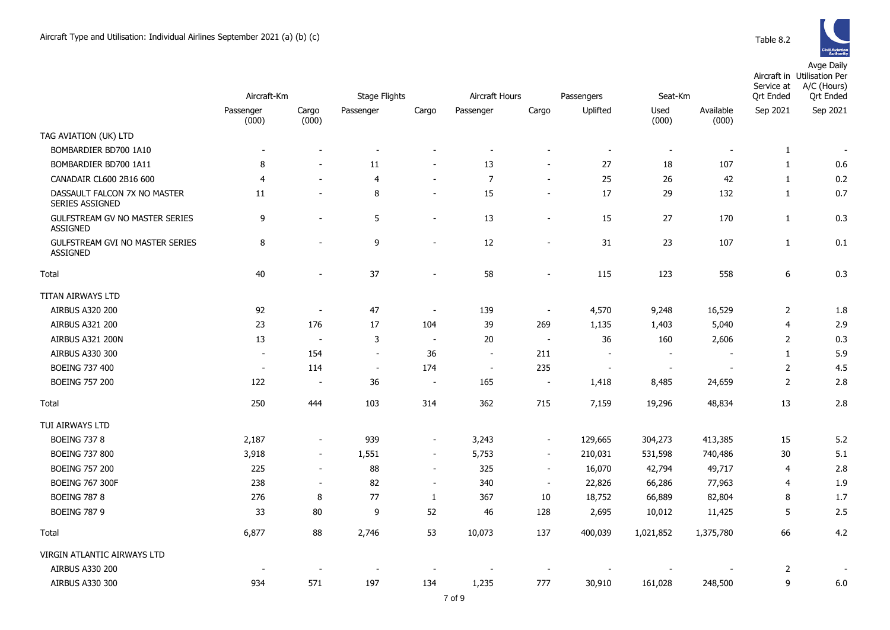Aircraft Type and Utilisation: Individual Airlines September 2021 (a) (b) (c)

Table 8.2

| | Aircraft-Km | | Stage Flights | | Aircraft Hours | | Passengers | Seat-Km | | Aircraft in Service at Qrt Ended | Avge Daily Utilisation Per A/C (Hours) Qrt Ended |
|---|---|---|---|---|---|---|---|---|---|---|---|
| | Passenger (000) | Cargo (000) | Passenger | Cargo | Passenger | Cargo | Uplifted | Used (000) | Available (000) | Sep 2021 | Sep 2021 |
| TAG AVIATION (UK) LTD | | | | | | | | | | | |
| BOMBARDIER BD700 1A10 | - | - | - | - | - | - | - | - | - | 1 | - |
| BOMBARDIER BD700 1A11 | 8 | - | 11 | - | 13 | - | 27 | 18 | 107 | 1 | 0.6 |
| CANADAIR CL600 2B16 600 | 4 | - | 4 | - | 7 | - | 25 | 26 | 42 | 1 | 0.2 |
| DASSAULT FALCON 7X NO MASTER SERIES ASSIGNED | 11 | - | 8 | - | 15 | - | 17 | 29 | 132 | 1 | 0.7 |
| GULFSTREAM GV NO MASTER SERIES ASSIGNED | 9 | - | 5 | - | 13 | - | 15 | 27 | 170 | 1 | 0.3 |
| GULFSTREAM GVI NO MASTER SERIES ASSIGNED | 8 | - | 9 | - | 12 | - | 31 | 23 | 107 | 1 | 0.1 |
| Total | 40 | - | 37 | - | 58 | - | 115 | 123 | 558 | 6 | 0.3 |
| TITAN AIRWAYS LTD | | | | | | | | | | | |
| AIRBUS A320 200 | 92 | - | 47 | - | 139 | - | 4,570 | 9,248 | 16,529 | 2 | 1.8 |
| AIRBUS A321 200 | 23 | 176 | 17 | 104 | 39 | 269 | 1,135 | 1,403 | 5,040 | 4 | 2.9 |
| AIRBUS A321 200N | 13 | - | 3 | - | 20 | - | 36 | 160 | 2,606 | 2 | 0.3 |
| AIRBUS A330 300 | - | 154 | - | 36 | - | 211 | - | - | - | 1 | 5.9 |
| BOEING 737 400 | - | 114 | - | 174 | - | 235 | - | - | - | 2 | 4.5 |
| BOEING 757 200 | 122 | - | 36 | - | 165 | - | 1,418 | 8,485 | 24,659 | 2 | 2.8 |
| Total | 250 | 444 | 103 | 314 | 362 | 715 | 7,159 | 19,296 | 48,834 | 13 | 2.8 |
| TUI AIRWAYS LTD | | | | | | | | | | | |
| BOEING 737 8 | 2,187 | - | 939 | - | 3,243 | - | 129,665 | 304,273 | 413,385 | 15 | 5.2 |
| BOEING 737 800 | 3,918 | - | 1,551 | - | 5,753 | - | 210,031 | 531,598 | 740,486 | 30 | 5.1 |
| BOEING 757 200 | 225 | - | 88 | - | 325 | - | 16,070 | 42,794 | 49,717 | 4 | 2.8 |
| BOEING 767 300F | 238 | - | 82 | - | 340 | - | 22,826 | 66,286 | 77,963 | 4 | 1.9 |
| BOEING 787 8 | 276 | 8 | 77 | 1 | 367 | 10 | 18,752 | 66,889 | 82,804 | 8 | 1.7 |
| BOEING 787 9 | 33 | 80 | 9 | 52 | 46 | 128 | 2,695 | 10,012 | 11,425 | 5 | 2.5 |
| Total | 6,877 | 88 | 2,746 | 53 | 10,073 | 137 | 400,039 | 1,021,852 | 1,375,780 | 66 | 4.2 |
| VIRGIN ATLANTIC AIRWAYS LTD | | | | | | | | | | | |
| AIRBUS A330 200 | - | - | - | - | - | - | - | - | - | 2 | - |
| AIRBUS A330 300 | 934 | 571 | 197 | 134 | 1,235 | 777 | 30,910 | 161,028 | 248,500 | 9 | 6.0 |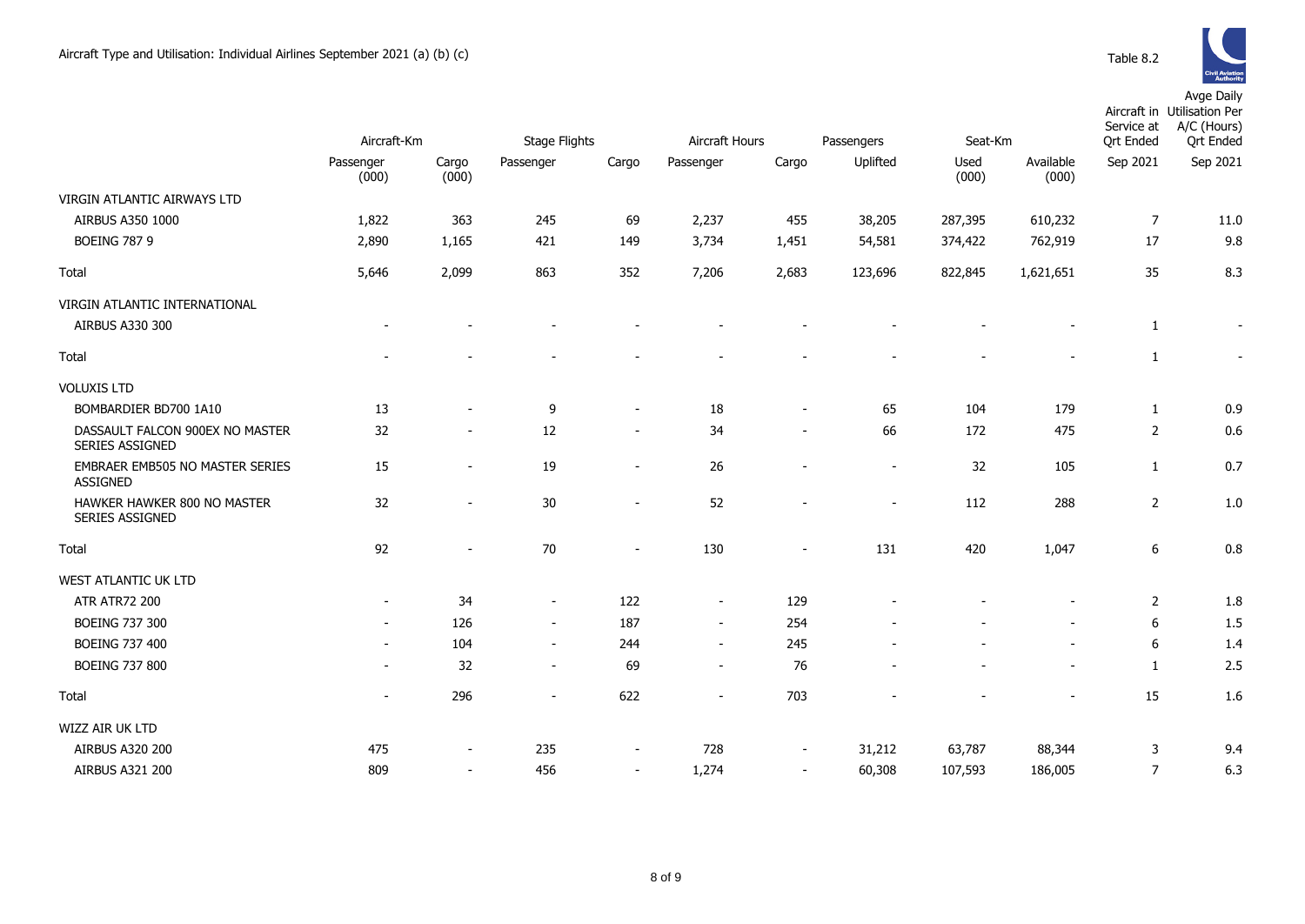Aircraft Type and Utilisation: Individual Airlines September 2021 (a) (b) (c)

Table 8.2

| | Aircraft-Km | | Stage Flights | | Aircraft Hours | | Passengers | Seat-Km | | Aircraft in Service at Qrt Ended | Avge Daily Utilisation Per A/C (Hours) Qrt Ended |
|---|---|---|---|---|---|---|---|---|---|---|---|
| | Passenger (000) | Cargo (000) | Passenger | Cargo | Passenger | Cargo | Uplifted | Used (000) | Available (000) | Sep 2021 | Sep 2021 |
| VIRGIN ATLANTIC AIRWAYS LTD | | | | | | | | | | | |
| AIRBUS A350 1000 | 1,822 | 363 | 245 | 69 | 2,237 | 455 | 38,205 | 287,395 | 610,232 | 7 | 11.0 |
| BOEING 787 9 | 2,890 | 1,165 | 421 | 149 | 3,734 | 1,451 | 54,581 | 374,422 | 762,919 | 17 | 9.8 |
| Total | 5,646 | 2,099 | 863 | 352 | 7,206 | 2,683 | 123,696 | 822,845 | 1,621,651 | 35 | 8.3 |
| VIRGIN ATLANTIC INTERNATIONAL | | | | | | | | | | | |
| AIRBUS A330 300 | - | - | - | - | - | - | - | - | - | 1 | - |
| Total | - | - | - | - | - | - | - | - | - | 1 | - |
| VOLUXIS LTD | | | | | | | | | | | |
| BOMBARDIER BD700 1A10 | 13 | - | 9 | - | 18 | - | 65 | 104 | 179 | 1 | 0.9 |
| DASSAULT FALCON 900EX NO MASTER SERIES ASSIGNED | 32 | - | 12 | - | 34 | - | 66 | 172 | 475 | 2 | 0.6 |
| EMBRAER EMB505 NO MASTER SERIES ASSIGNED | 15 | - | 19 | - | 26 | - | - | 32 | 105 | 1 | 0.7 |
| HAWKER HAWKER 800 NO MASTER SERIES ASSIGNED | 32 | - | 30 | - | 52 | - | - | 112 | 288 | 2 | 1.0 |
| Total | 92 | - | 70 | - | 130 | - | 131 | 420 | 1,047 | 6 | 0.8 |
| WEST ATLANTIC UK LTD | | | | | | | | | | | |
| ATR ATR72 200 | - | 34 | - | 122 | - | 129 | - | - | - | 2 | 1.8 |
| BOEING 737 300 | - | 126 | - | 187 | - | 254 | - | - | - | 6 | 1.5 |
| BOEING 737 400 | - | 104 | - | 244 | - | 245 | - | - | - | 6 | 1.4 |
| BOEING 737 800 | - | 32 | - | 69 | - | 76 | - | - | - | 1 | 2.5 |
| Total | - | 296 | - | 622 | - | 703 | - | - | - | 15 | 1.6 |
| WIZZ AIR UK LTD | | | | | | | | | | | |
| AIRBUS A320 200 | 475 | - | 235 | - | 728 | - | 31,212 | 63,787 | 88,344 | 3 | 9.4 |
| AIRBUS A321 200 | 809 | - | 456 | - | 1,274 | - | 60,308 | 107,593 | 186,005 | 7 | 6.3 |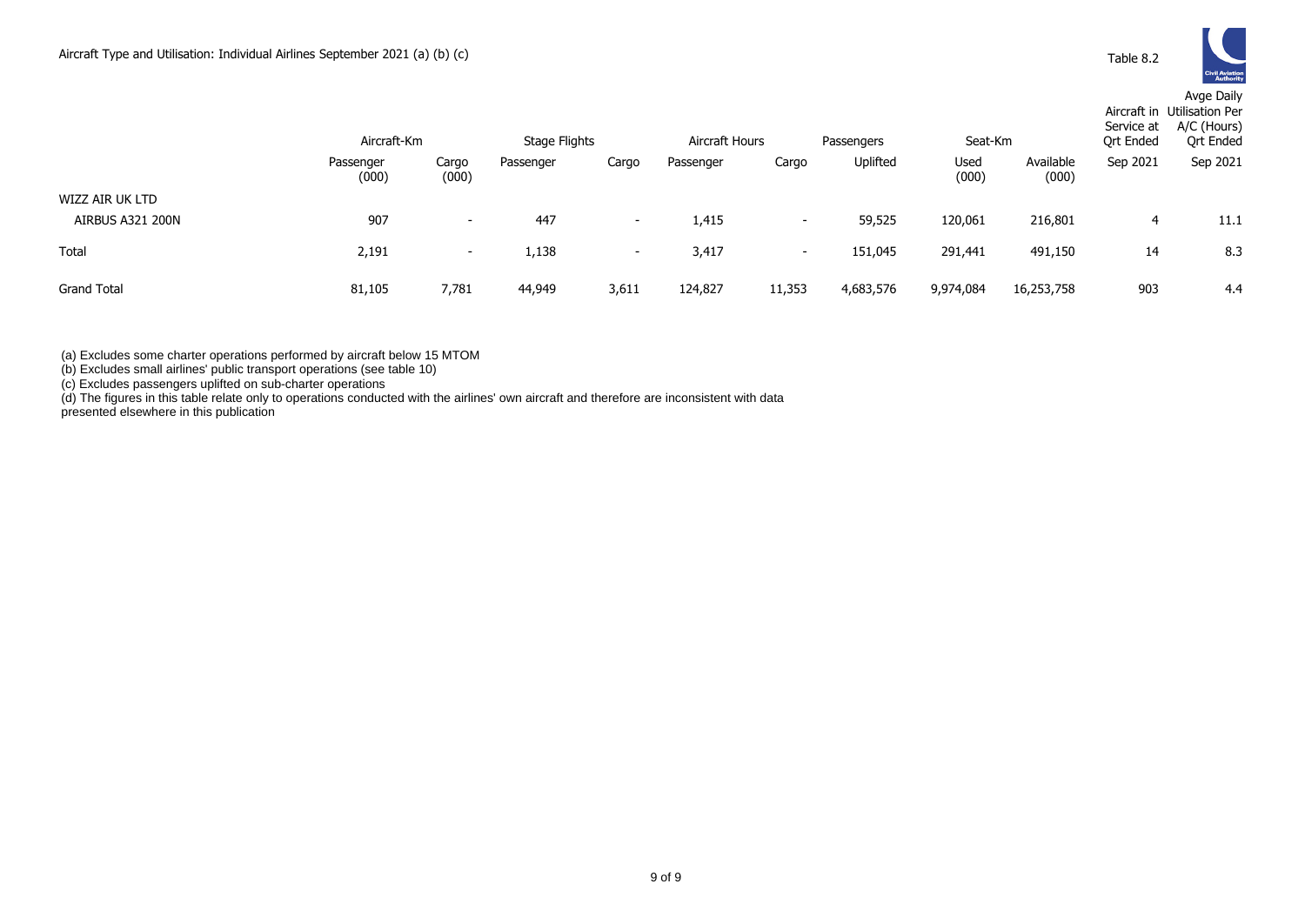Aircraft Type and Utilisation: Individual Airlines September 2021 (a) (b) (c)

Table 8.2

| | Aircraft-Km | | Stage Flights | | Aircraft Hours | | Passengers | Seat-Km | | Aircraft in Service at Qrt Ended | Avge Daily Utilisation Per A/C (Hours) Qrt Ended |
|---|---|---|---|---|---|---|---|---|---|---|---|
| | Passenger (000) | Cargo (000) | Passenger | Cargo | Passenger | Cargo | Uplifted | Used (000) | Available (000) | Sep 2021 | Sep 2021 |
| WIZZ AIR UK LTD | | | | | | | | | | | |
| AIRBUS A321 200N | 907 | - | 447 | - | 1,415 | - | 59,525 | 120,061 | 216,801 | 4 | 11.1 |
| Total | 2,191 | - | 1,138 | - | 3,417 | - | 151,045 | 291,441 | 491,150 | 14 | 8.3 |
| Grand Total | 81,105 | 7,781 | 44,949 | 3,611 | 124,827 | 11,353 | 4,683,576 | 9,974,084 | 16,253,758 | 903 | 4.4 |

(a) Excludes some charter operations performed by aircraft below 15 MTOM
(b) Excludes small airlines' public transport operations (see table 10)
(c) Excludes passengers uplifted on sub-charter operations
(d) The figures in this table relate only to operations conducted with the airlines' own aircraft and therefore are inconsistent with data presented elsewhere in this publication